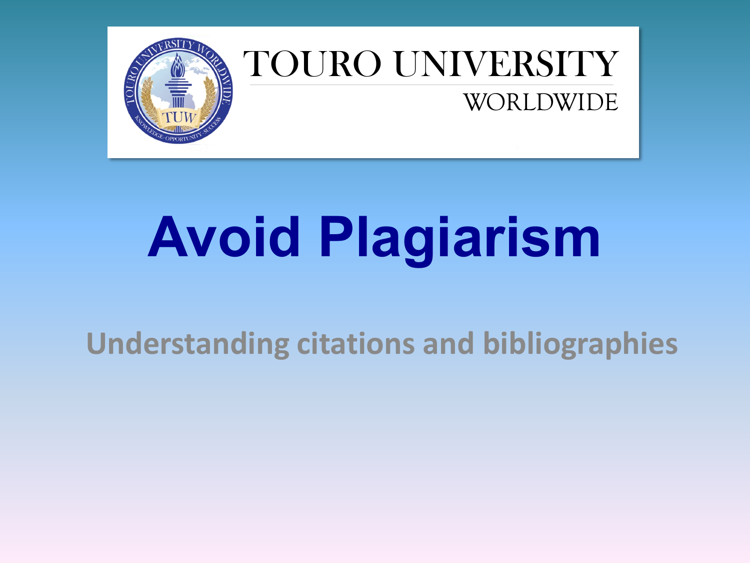TOURO UNIVERSITY

WORLDWIDE

# Avoid Plagiarism

## Understanding citations and bibliographies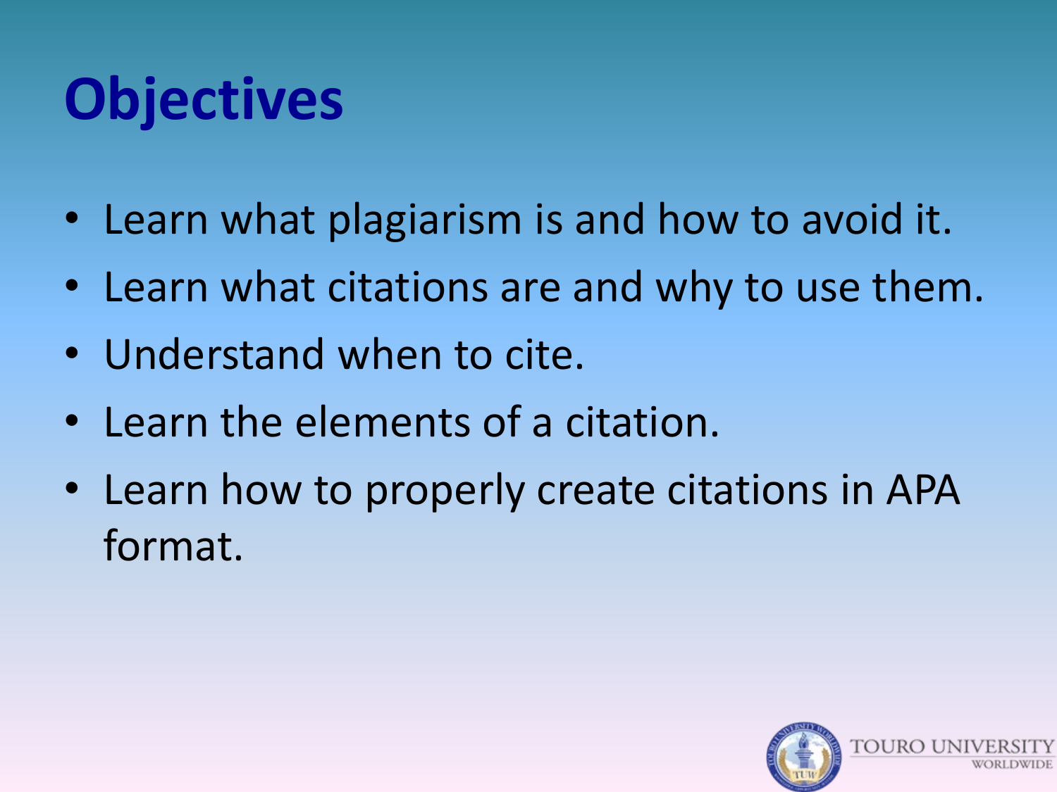# Objectives

- Learn what plagiarism is and how to avoid it.
- Learn what citations are and why to use them.
- Understand when to cite.
- Learn the elements of a citation.
- Learn how to properly create citations in APA format.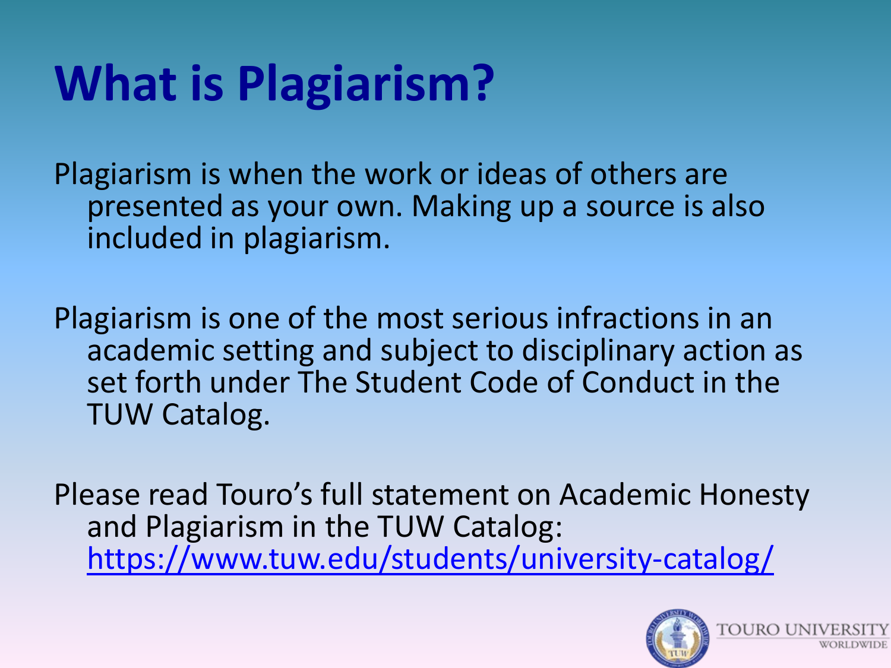# What is Plagiarism?

Plagiarism is when the work or ideas of others are presented as your own. Making up a source is also included in plagiarism.

Plagiarism is one of the most serious infractions in an academic setting and subject to disciplinary action as set forth under The Student Code of Conduct in the TUW Catalog.

Please read Touro's full statement on Academic Honesty and Plagiarism in the TUW Catalog: https://www.tuw.edu/students/university-catalog/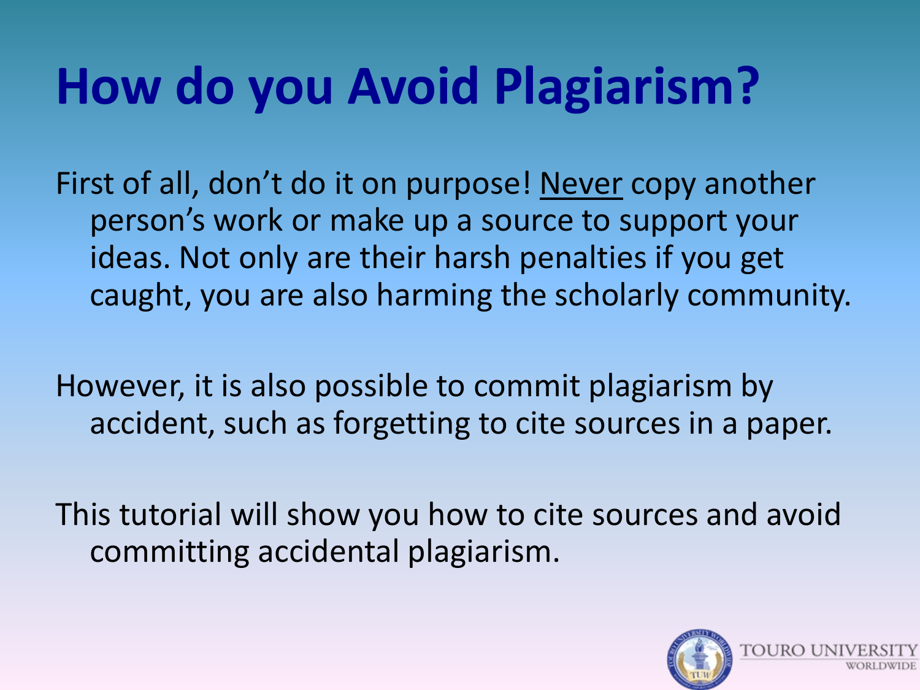# How do you Avoid Plagiarism?

First of all, don't do it on purpose! <u>Never</u> copy another person's work or make up a source to support your ideas. Not only are their harsh penalties if you get caught, you are also harming the scholarly community.

However, it is also possible to commit plagiarism by accident, such as forgetting to cite sources in a paper.

This tutorial will show you how to cite sources and avoid committing accidental plagiarism.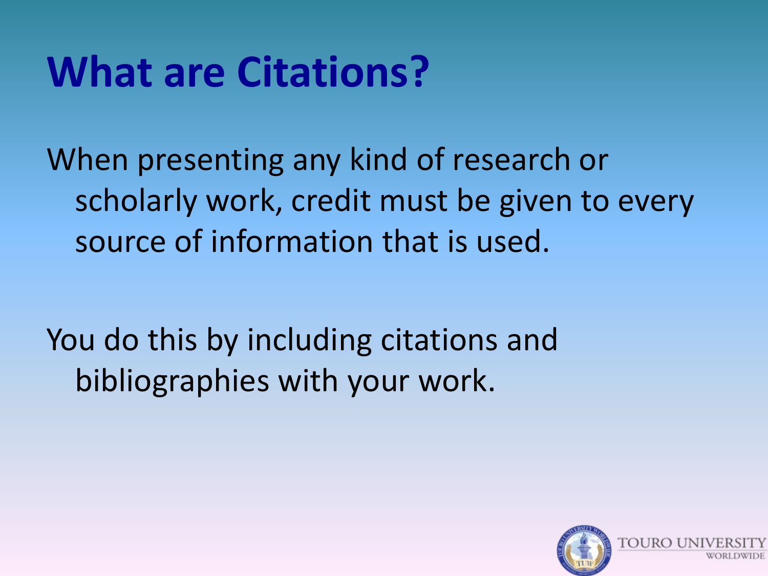# What are Citations?

When presenting any kind of research or scholarly work, credit must be given to every source of information that is used.

You do this by including citations and bibliographies with your work.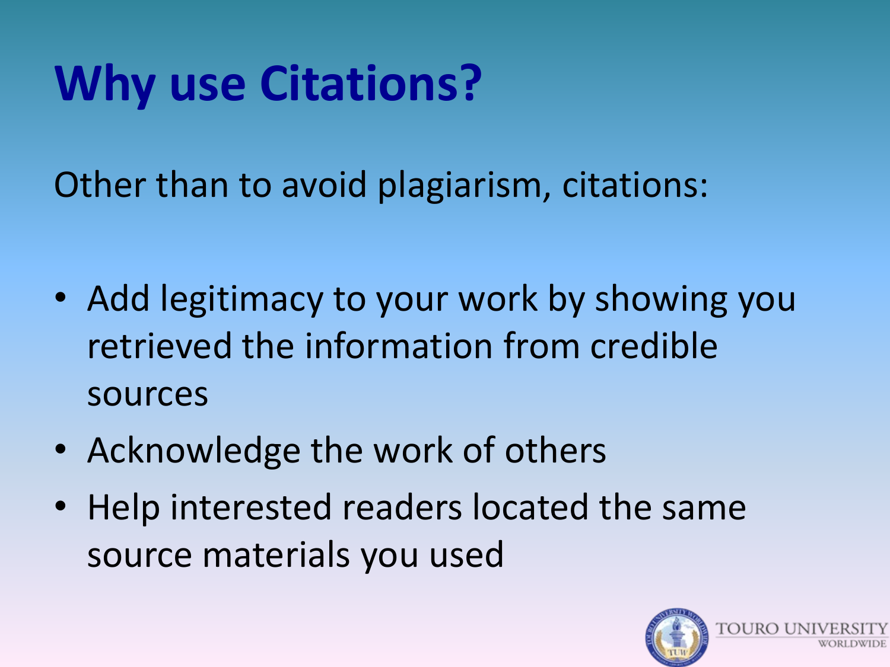# Why use Citations?

Other than to avoid plagiarism, citations:

- Add legitimacy to your work by showing you retrieved the information from credible sources
- Acknowledge the work of others
- Help interested readers located the same source materials you used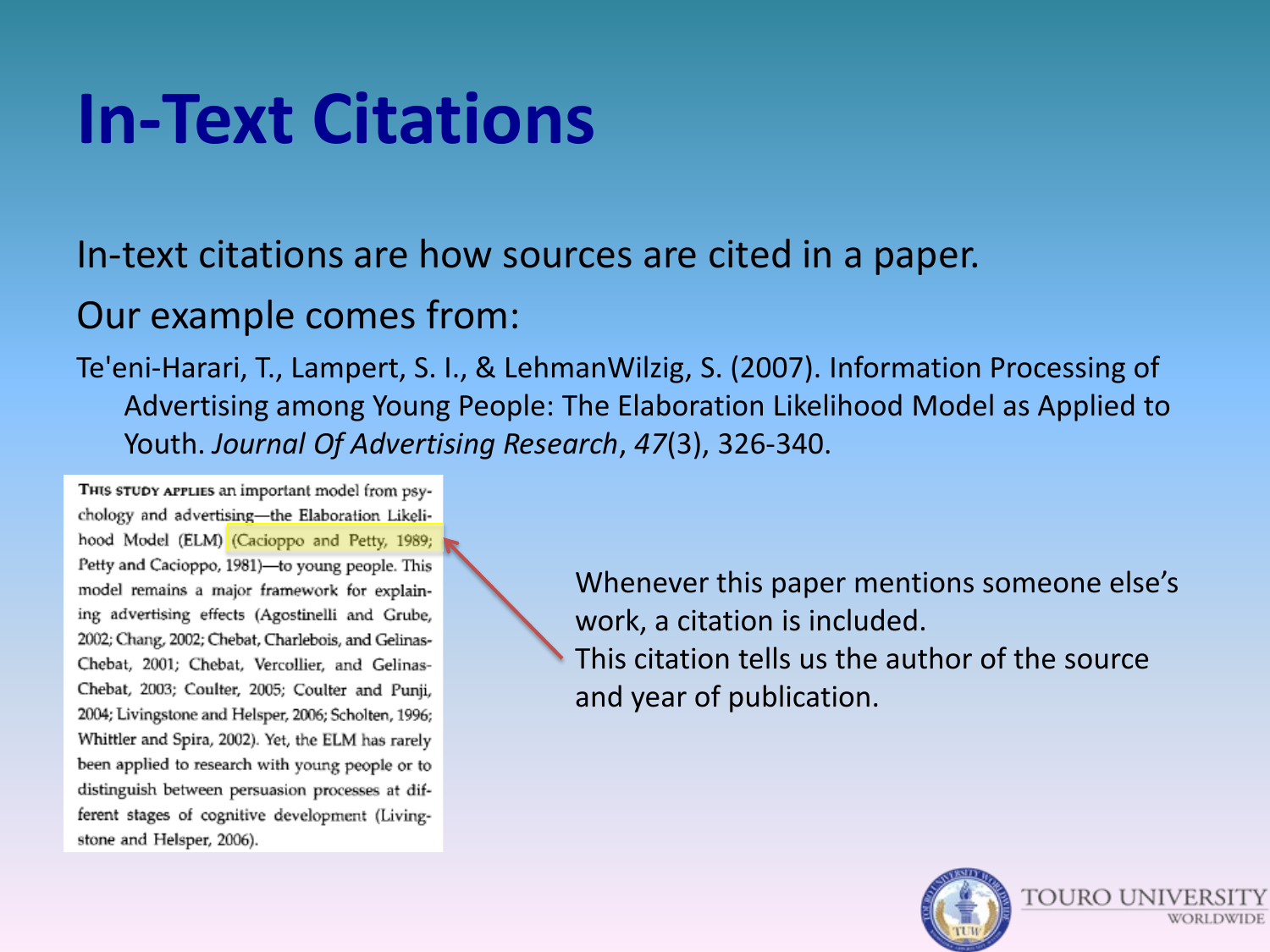# In-Text Citations

In-text citations are how sources are cited in a paper.

Our example comes from:

Te'eni-Harari, T., Lampert, S. I., & LehmanWilzig, S. (2007). Information Processing of Advertising among Young People: The Elaboration Likelihood Model as Applied to Youth. *Journal Of Advertising Research*, *47*(3), 326-340.

THIS STUDY APPLIES an important model from psychology and advertising—the Elaboration Likelihood Model (ELM) (Cacioppo and Petty, 1989; Petty and Cacioppo, 1981)—to young people. This model remains a major framework for explaining advertising effects (Agostinelli and Grube, 2002; Chang, 2002; Chebat, Charlebois, and Gelinas-Chebat, 2001; Chebat, Vercollier, and Gelinas-Chebat, 2003; Coulter, 2005; Coulter and Punji, 2004; Livingstone and Helsper, 2006; Scholten, 1996; Whittler and Spira, 2002). Yet, the ELM has rarely been applied to research with young people or to distinguish between persuasion processes at different stages of cognitive development (Livingstone and Helsper, 2006).

Whenever this paper mentions someone else's work, a citation is included.

This citation tells us the author of the source and year of publication.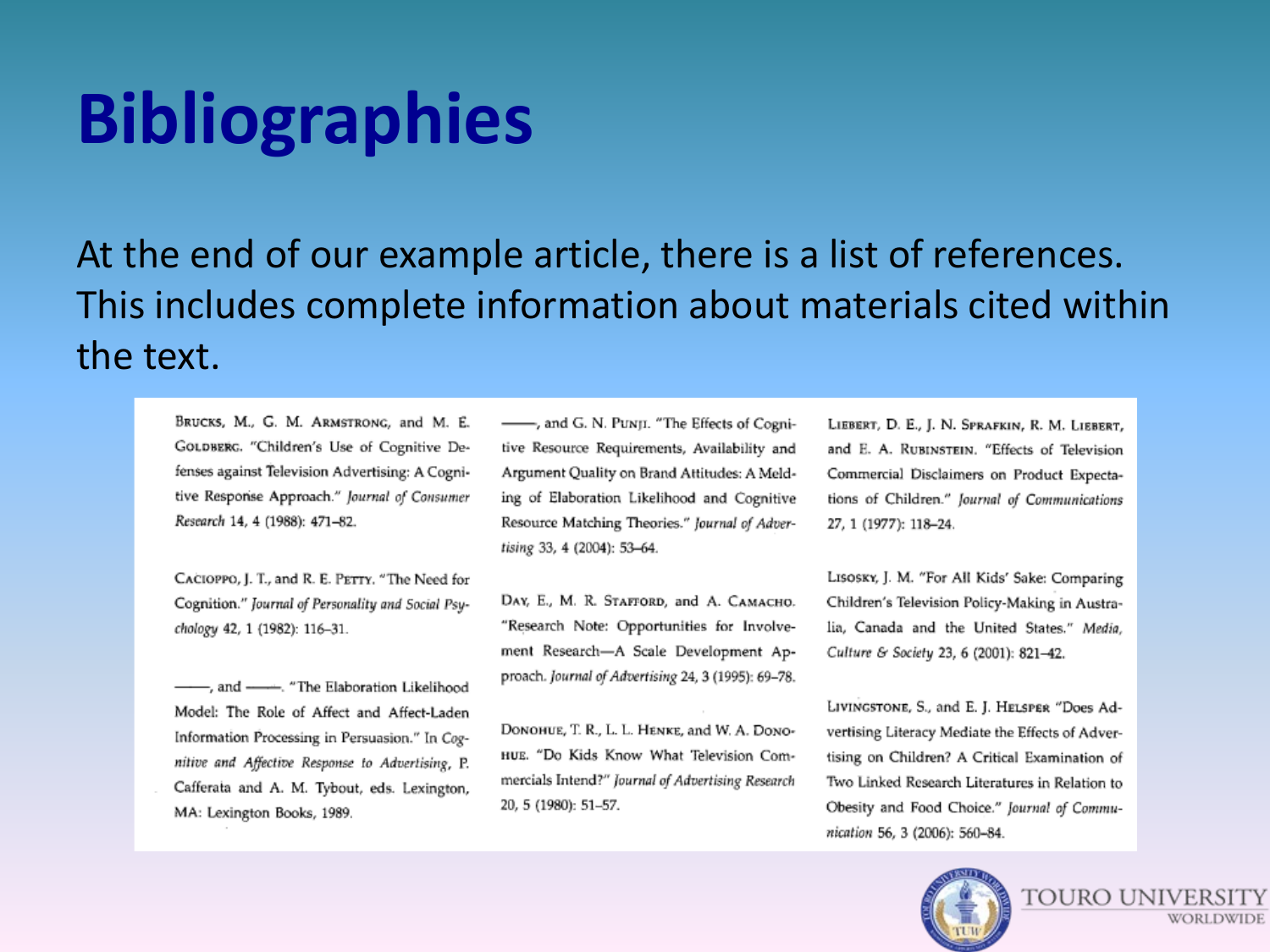# Bibliographies

At the end of our example article, there is a list of references. This includes complete information about materials cited within the text.

Brucks, M., G. M. Armstrong, and M. E. Goldberg. "Children's Use of Cognitive Defenses against Television Advertising: A Cognitive Response Approach." *Journal of Consumer Research* 14, 4 (1988): 471–82.

Cacioppo, J. T., and R. E. Petty. "The Need for Cognition." *Journal of Personality and Social Psychology* 42, 1 (1982): 116–31.

——, and ——. "The Elaboration Likelihood Model: The Role of Affect and Affect-Laden Information Processing in Persuasion." In *Cognitive and Affective Response to Advertising*, P. Cafferata and A. M. Tybout, eds. Lexington, MA: Lexington Books, 1989.

——, and G. N. Punji. "The Effects of Cognitive Resource Requirements, Availability and Argument Quality on Brand Attitudes: A Melding of Elaboration Likelihood and Cognitive Resource Matching Theories." *Journal of Advertising* 33, 4 (2004): 53–64.

Day, E., M. R. Stafford, and A. Camacho. "Research Note: Opportunities for Involvement Research—A Scale Development Approach. *Journal of Advertising* 24, 3 (1995): 69–78.

Donohue, T. R., L. L. Henke, and W. A. Donohue. "Do Kids Know What Television Commercials Intend?" *Journal of Advertising Research* 20, 5 (1980): 51–57.

Liebert, D. E., J. N. Sprafkin, R. M. Liebert, and E. A. Rubinstein. "Effects of Television Commercial Disclaimers on Product Expectations of Children." *Journal of Communications* 27, 1 (1977): 118–24.

Lisosky, J. M. "For All Kids' Sake: Comparing Children's Television Policy-Making in Australia, Canada and the United States." *Media, Culture & Society* 23, 6 (2001): 821–42.

Livingstone, S., and E. J. Helsper "Does Advertising Literacy Mediate the Effects of Advertising on Children? A Critical Examination of Two Linked Research Literatures in Relation to Obesity and Food Choice." *Journal of Communication* 56, 3 (2006): 560–84.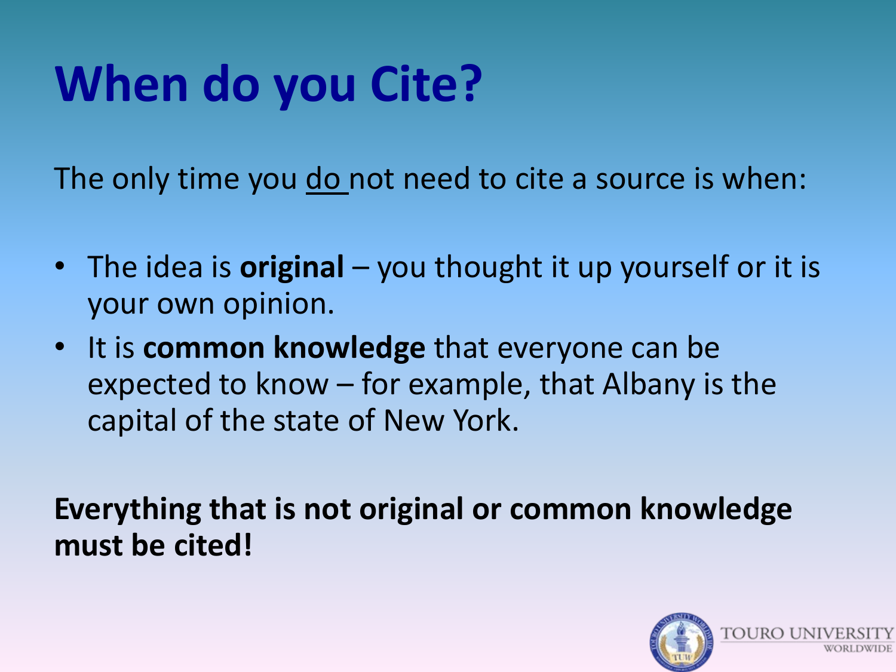# When do you Cite?

The only time you do not need to cite a source is when:

- The idea is **original** – you thought it up yourself or it is your own opinion.
- It is **common knowledge** that everyone can be expected to know – for example, that Albany is the capital of the state of New York.

**Everything that is not original or common knowledge must be cited!**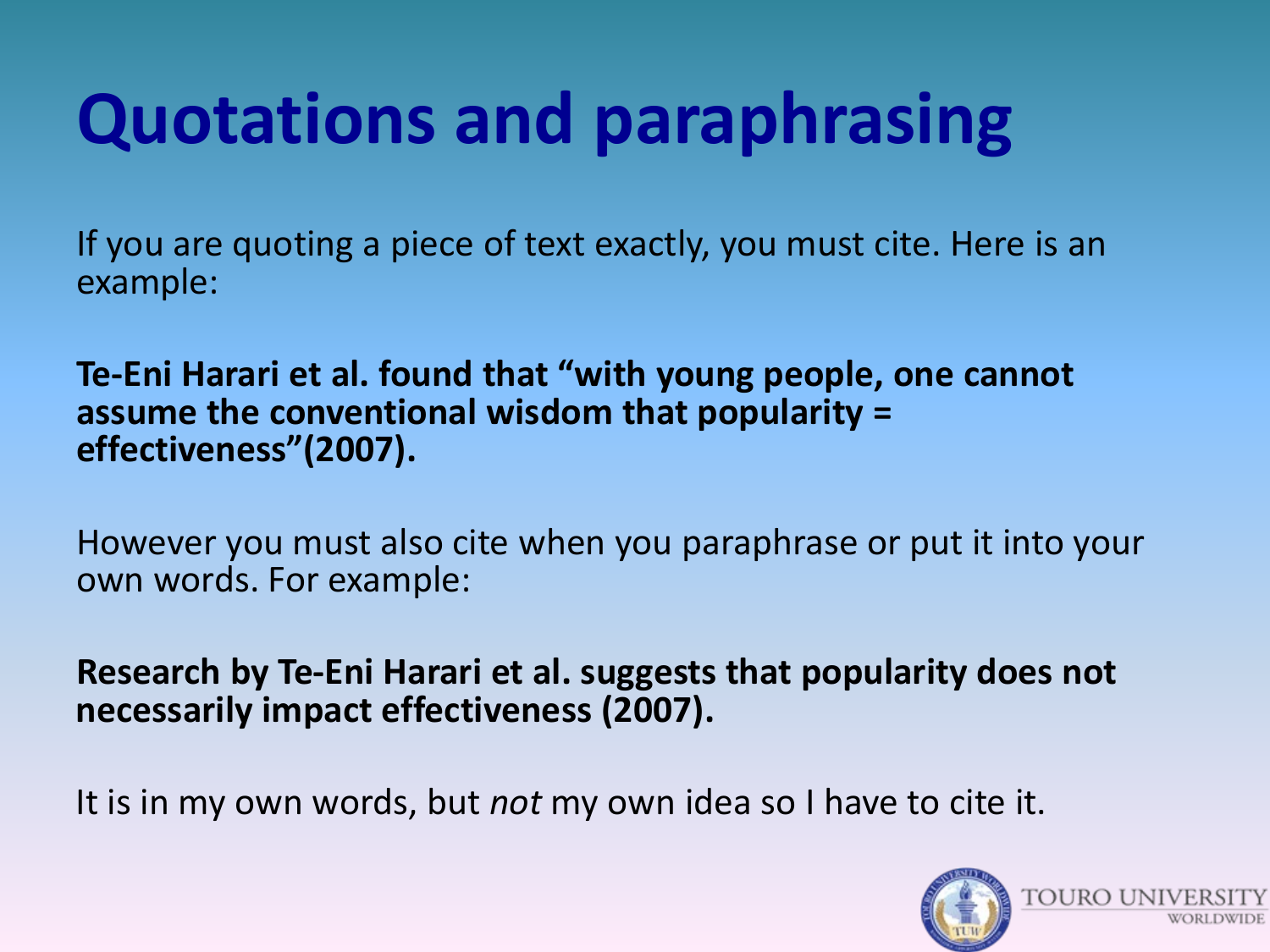# Quotations and paraphrasing

If you are quoting a piece of text exactly, you must cite. Here is an example:

**Te-Eni Harari et al. found that "with young people, one cannot assume the conventional wisdom that popularity = effectiveness"(2007).**

However you must also cite when you paraphrase or put it into your own words. For example:

**Research by Te-Eni Harari et al. suggests that popularity does not necessarily impact effectiveness (2007).**

It is in my own words, but *not* my own idea so I have to cite it.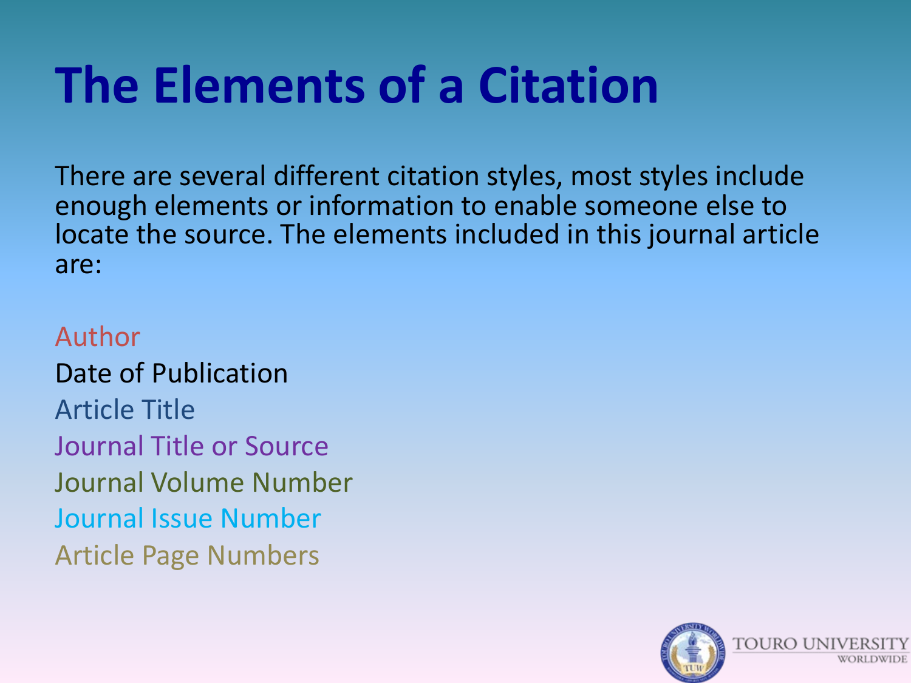# The Elements of a Citation

There are several different citation styles, most styles include enough elements or information to enable someone else to locate the source. The elements included in this journal article are:

Author

Date of Publication

Article Title

Journal Title or Source

Journal Volume Number

Journal Issue Number

Article Page Numbers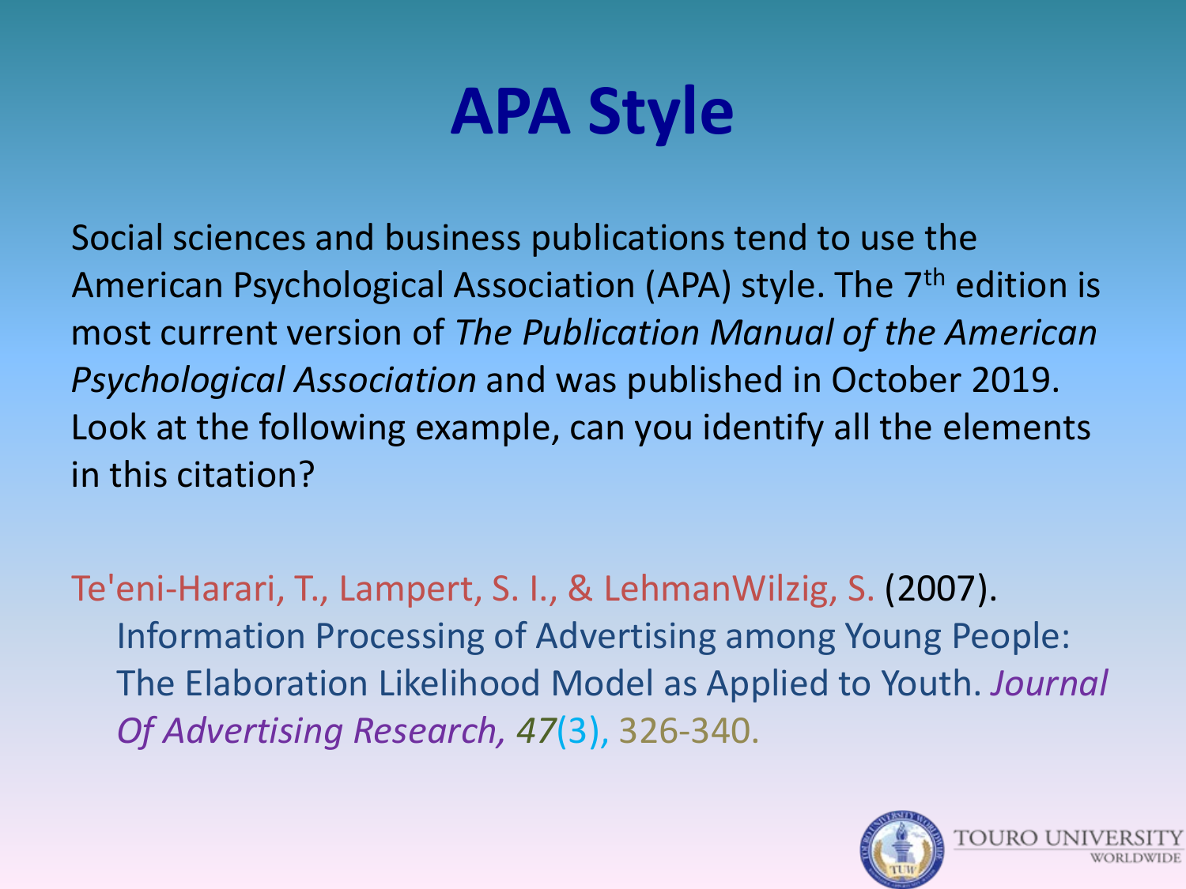# APA Style

Social sciences and business publications tend to use the American Psychological Association (APA) style. The 7th edition is most current version of *The Publication Manual of the American Psychological Association* and was published in October 2019. Look at the following example, can you identify all the elements in this citation?

Te'eni-Harari, T., Lampert, S. I., & LehmanWilzig, S. (2007). Information Processing of Advertising among Young People: The Elaboration Likelihood Model as Applied to Youth. *Journal Of Advertising Research, 47*(3), 326-340.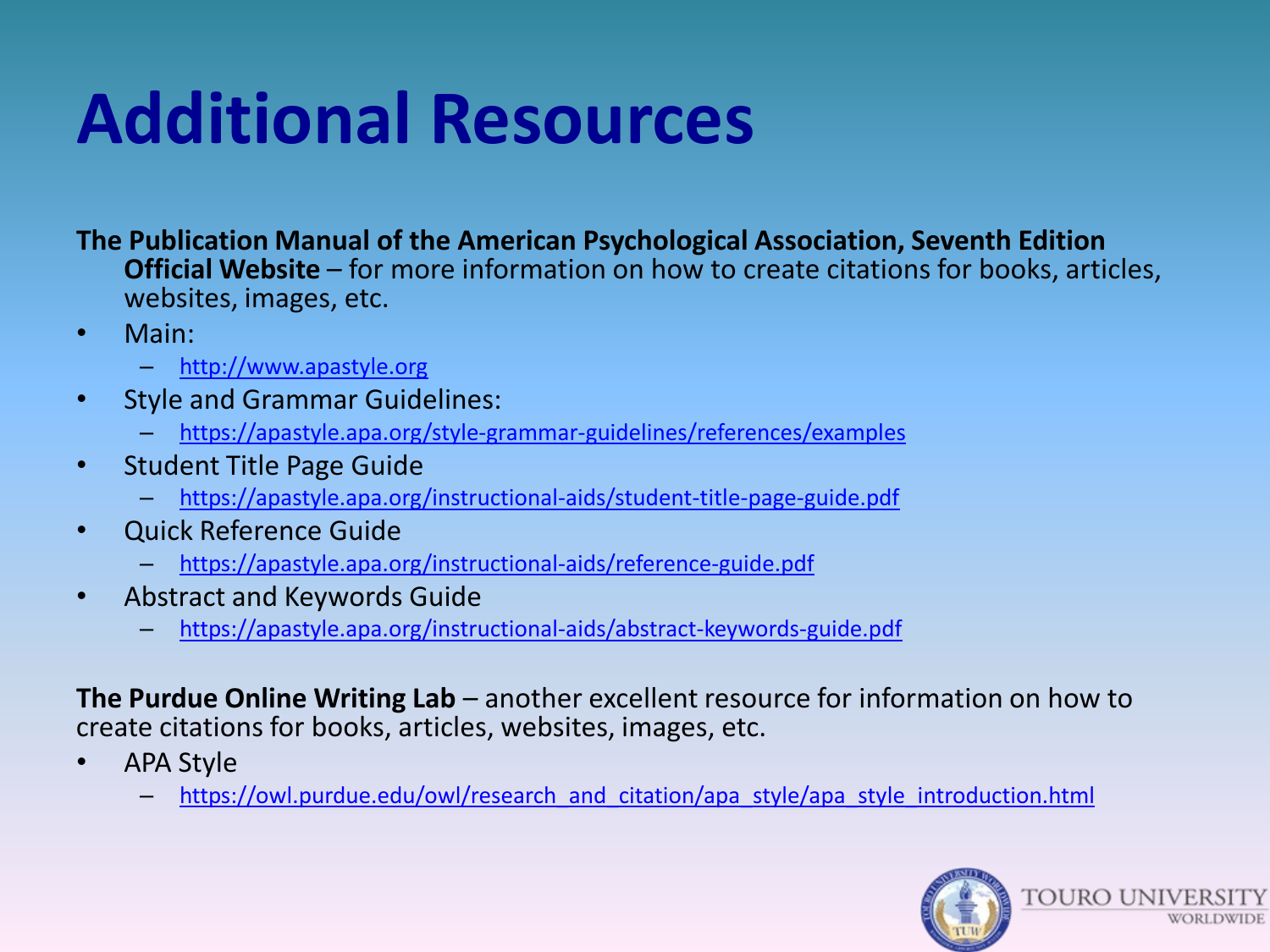# Additional Resources

**The Publication Manual of the American Psychological Association, Seventh Edition Official Website** – for more information on how to create citations for books, articles, websites, images, etc.

- Main:
  - http://www.apastyle.org
- Style and Grammar Guidelines:
  - https://apastyle.apa.org/style-grammar-guidelines/references/examples
- Student Title Page Guide
  - https://apastyle.apa.org/instructional-aids/student-title-page-guide.pdf
- Quick Reference Guide
  - https://apastyle.apa.org/instructional-aids/reference-guide.pdf
- Abstract and Keywords Guide
  - https://apastyle.apa.org/instructional-aids/abstract-keywords-guide.pdf

**The Purdue Online Writing Lab** – another excellent resource for information on how to create citations for books, articles, websites, images, etc.

- APA Style
  - https://owl.purdue.edu/owl/research_and_citation/apa_style/apa_style_introduction.html

TOURO UNIVERSITY WORLDWIDE